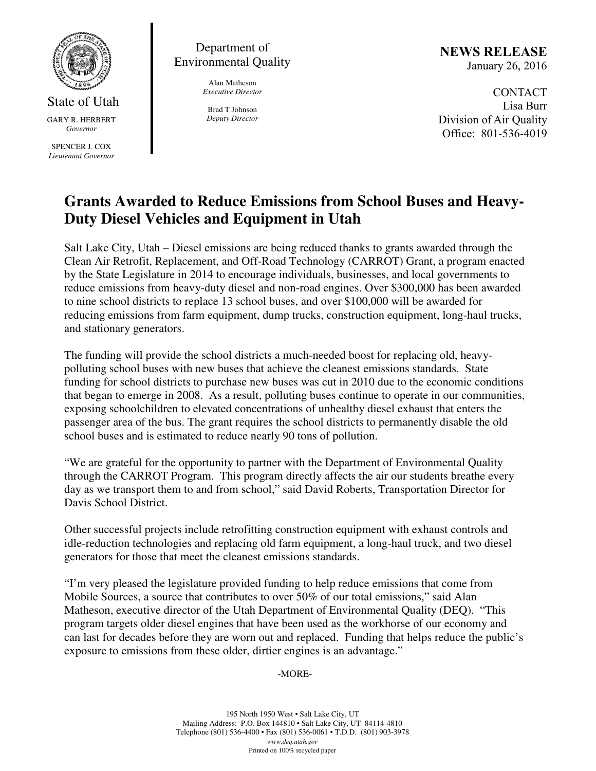State of Utah

GARY R. HERBERT
*Governor*

SPENCER J. COX
*Lieutenant Governor*

Department of Environmental Quality

Alan Matheson
*Executive Director*

Brad T Johnson
*Deputy Director*

**NEWS RELEASE**
January 26, 2016

CONTACT
Lisa Burr
Division of Air Quality
Office: 801-536-4019

# Grants Awarded to Reduce Emissions from School Buses and Heavy-Duty Diesel Vehicles and Equipment in Utah

Salt Lake City, Utah – Diesel emissions are being reduced thanks to grants awarded through the Clean Air Retrofit, Replacement, and Off-Road Technology (CARROT) Grant, a program enacted by the State Legislature in 2014 to encourage individuals, businesses, and local governments to reduce emissions from heavy-duty diesel and non-road engines. Over $300,000 has been awarded to nine school districts to replace 13 school buses, and over $100,000 will be awarded for reducing emissions from farm equipment, dump trucks, construction equipment, long-haul trucks, and stationary generators.

The funding will provide the school districts a much-needed boost for replacing old, heavy-polluting school buses with new buses that achieve the cleanest emissions standards. State funding for school districts to purchase new buses was cut in 2010 due to the economic conditions that began to emerge in 2008. As a result, polluting buses continue to operate in our communities, exposing schoolchildren to elevated concentrations of unhealthy diesel exhaust that enters the passenger area of the bus. The grant requires the school districts to permanently disable the old school buses and is estimated to reduce nearly 90 tons of pollution.

"We are grateful for the opportunity to partner with the Department of Environmental Quality through the CARROT Program. This program directly affects the air our students breathe every day as we transport them to and from school," said David Roberts, Transportation Director for Davis School District.

Other successful projects include retrofitting construction equipment with exhaust controls and idle-reduction technologies and replacing old farm equipment, a long-haul truck, and two diesel generators for those that meet the cleanest emissions standards.

"I'm very pleased the legislature provided funding to help reduce emissions that come from Mobile Sources, a source that contributes to over 50% of our total emissions," said Alan Matheson, executive director of the Utah Department of Environmental Quality (DEQ). "This program targets older diesel engines that have been used as the workhorse of our economy and can last for decades before they are worn out and replaced. Funding that helps reduce the public's exposure to emissions from these older, dirtier engines is an advantage."

-MORE-

195 North 1950 West • Salt Lake City, UT
Mailing Address: P.O. Box 144810 • Salt Lake City, UT 84114-4810
Telephone (801) 536-4400 • Fax (801) 536-0061 • T.D.D. (801) 903-3978
*www.deq.utah.gov*
Printed on 100% recycled paper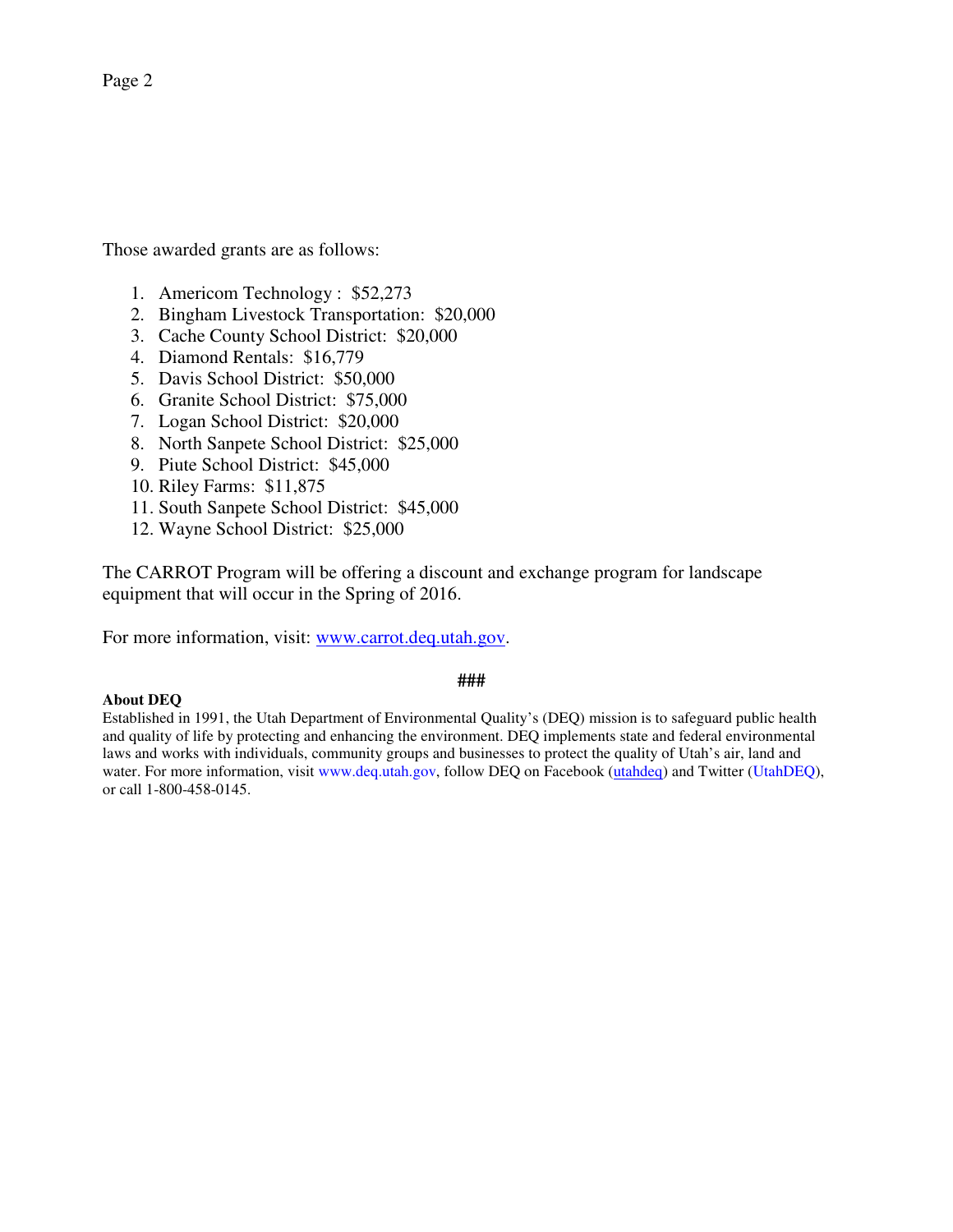Those awarded grants are as follows:

1. Americom Technology : $52,273
2. Bingham Livestock Transportation: $20,000
3. Cache County School District: $20,000
4. Diamond Rentals: $16,779
5. Davis School District: $50,000
6. Granite School District: $75,000
7. Logan School District: $20,000
8. North Sanpete School District: $25,000
9. Piute School District: $45,000
10. Riley Farms: $11,875
11. South Sanpete School District: $45,000
12. Wayne School District: $25,000

The CARROT Program will be offering a discount and exchange program for landscape equipment that will occur in the Spring of 2016.

For more information, visit: [www.carrot.deq.utah.gov](www.carrot.deq.utah.gov).

###

**About DEQ**

Established in 1991, the Utah Department of Environmental Quality's (DEQ) mission is to safeguard public health and quality of life by protecting and enhancing the environment. DEQ implements state and federal environmental laws and works with individuals, community groups and businesses to protect the quality of Utah's air, land and water. For more information, visit www.deq.utah.gov, follow DEQ on Facebook (utahdeq) and Twitter (UtahDEQ), or call 1-800-458-0145.